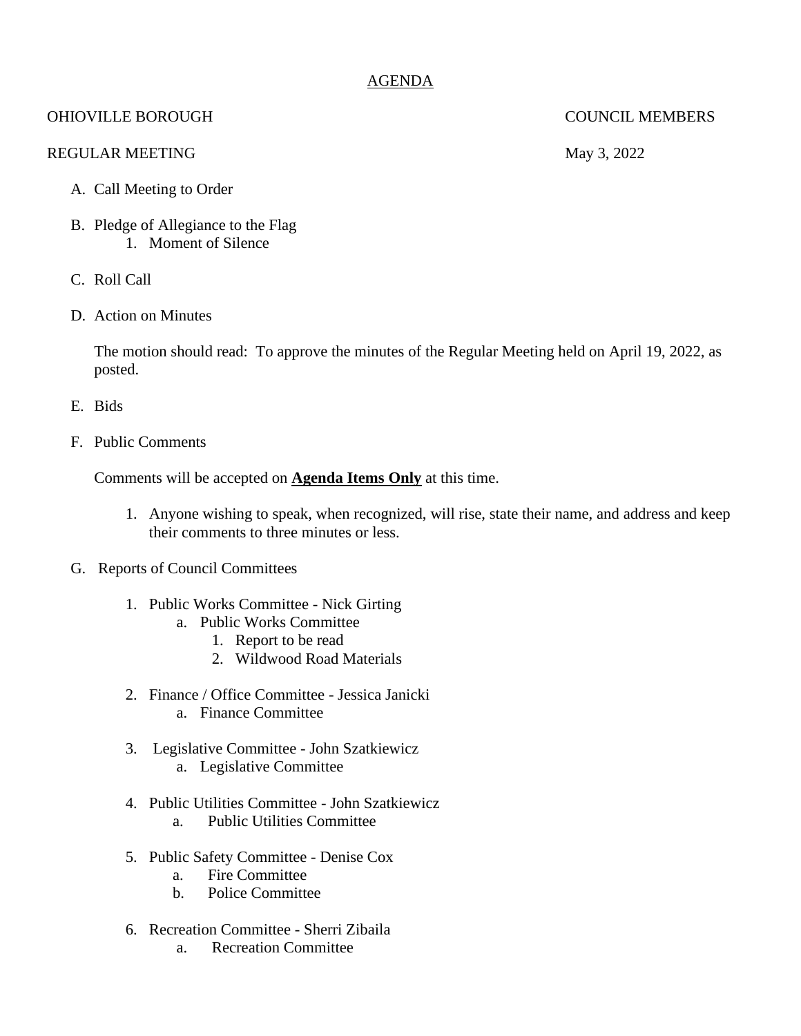<u>AGENDA</u>

OHIOVILLE BOROUGH COUNCIL MEMBERS

REGULAR MEETING May 3, 2022

A. Call Meeting to Order

B. Pledge of Allegiance to the Flag
    1. Moment of Silence

C. Roll Call

D. Action on Minutes

   The motion should read: To approve the minutes of the Regular Meeting held on April 19, 2022, as posted.

E. Bids

F. Public Comments

   Comments will be accepted on **<u>Agenda Items Only</u>** at this time.

   1. Anyone wishing to speak, when recognized, will rise, state their name, and address and keep their comments to three minutes or less.

G. Reports of Council Committees

   1. Public Works Committee - Nick Girting
      a. Public Works Committee
         1. Report to be read
         2. Wildwood Road Materials

   2. Finance / Office Committee - Jessica Janicki
      a. Finance Committee

   3. Legislative Committee - John Szatkiewicz
      a. Legislative Committee

   4. Public Utilities Committee - John Szatkiewicz
      a. Public Utilities Committee

   5. Public Safety Committee - Denise Cox
      a. Fire Committee
      b. Police Committee

   6. Recreation Committee - Sherri Zibaila
      a. Recreation Committee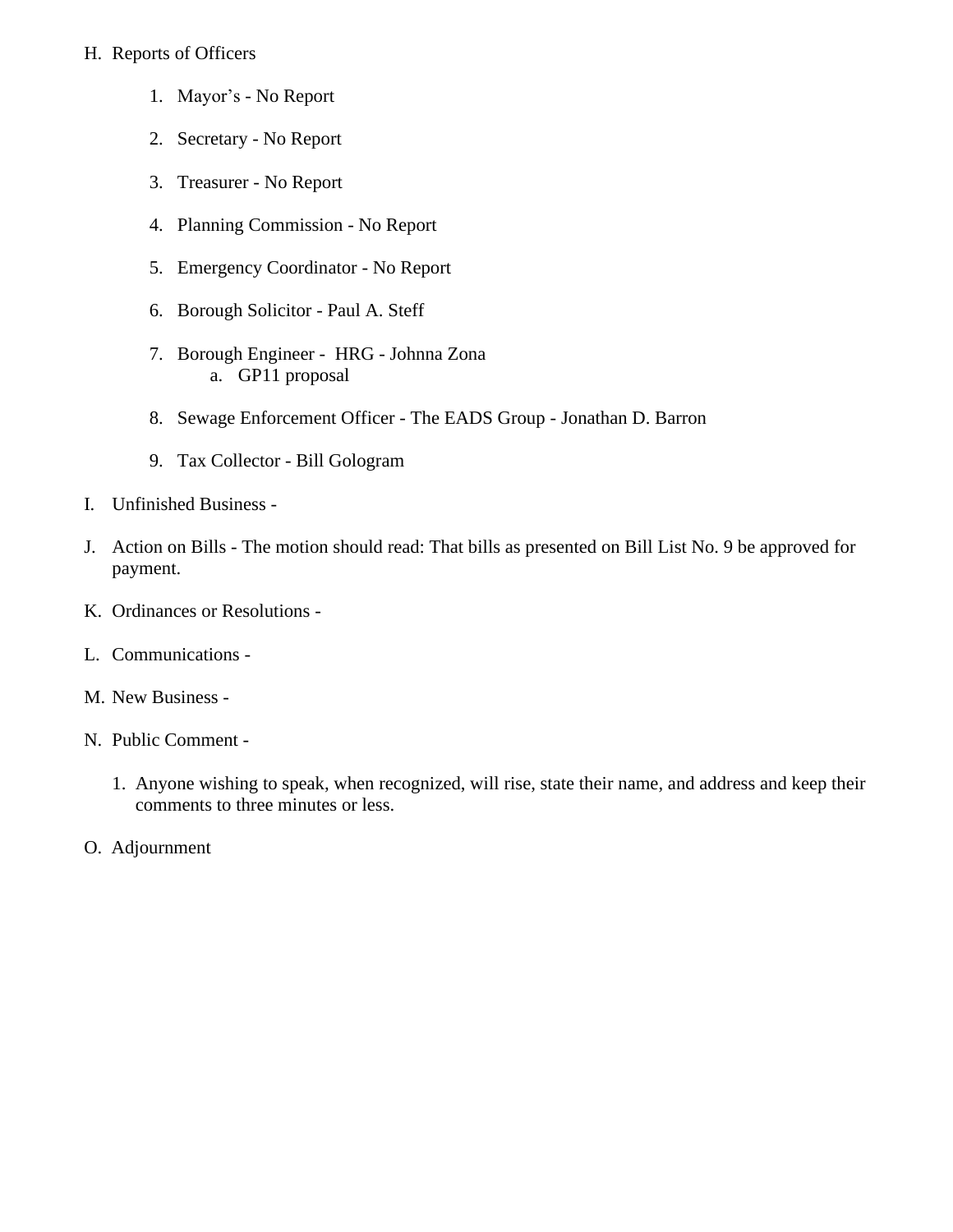H. Reports of Officers

   1. Mayor's - No Report

   2. Secretary - No Report

   3. Treasurer - No Report

   4. Planning Commission - No Report

   5. Emergency Coordinator - No Report

   6. Borough Solicitor - Paul A. Steff

   7. Borough Engineer - HRG - Johnna Zona
      a. GP11 proposal

   8. Sewage Enforcement Officer - The EADS Group - Jonathan D. Barron

   9. Tax Collector - Bill Gologram

I. Unfinished Business -

J. Action on Bills - The motion should read: That bills as presented on Bill List No. 9 be approved for payment.

K. Ordinances or Resolutions -

L. Communications -

M. New Business -

N. Public Comment -

   1. Anyone wishing to speak, when recognized, will rise, state their name, and address and keep their comments to three minutes or less.

O. Adjournment